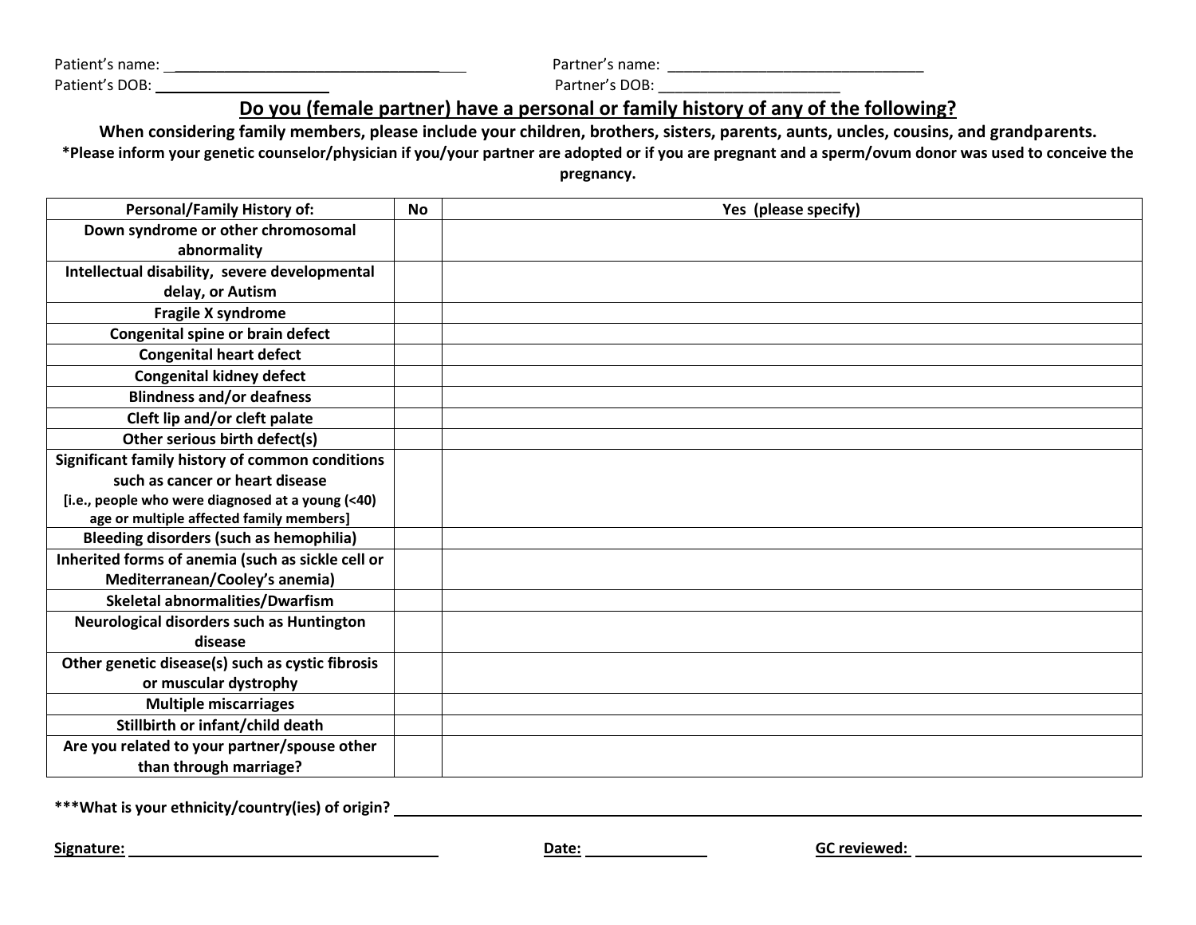Patient's name: ____________________________________ Partner's name: ________________________________

Patient's DOB: ______________________ Partner's DOB: _______________________

## Do you (female partner) have a personal or family history of any of the following?

**When considering family members, please include your children, brothers, sisters, parents, aunts, uncles, cousins, and grandparents.**

**\*Please inform your genetic counselor/physician if you/your partner are adopted or if you are pregnant and a sperm/ovum donor was used to conceive the pregnancy.**

| Personal/Family History of: | No | Yes (please specify) |
|---|---|---|
| **Down syndrome or other chromosomal abnormality** | | |
| **Intellectual disability, severe developmental delay, or Autism** | | |
| **Fragile X syndrome** | | |
| **Congenital spine or brain defect** | | |
| **Congenital heart defect** | | |
| **Congenital kidney defect** | | |
| **Blindness and/or deafness** | | |
| **Cleft lip and/or cleft palate** | | |
| **Other serious birth defect(s)** | | |
| **Significant family history of common conditions such as cancer or heart disease** [i.e., people who were diagnosed at a young (<40) age or multiple affected family members] | | |
| **Bleeding disorders (such as hemophilia)** | | |
| **Inherited forms of anemia (such as sickle cell or Mediterranean/Cooley's anemia)** | | |
| **Skeletal abnormalities/Dwarfism** | | |
| **Neurological disorders such as Huntington disease** | | |
| **Other genetic disease(s) such as cystic fibrosis or muscular dystrophy** | | |
| **Multiple miscarriages** | | |
| **Stillbirth or infant/child death** | | |
| **Are you related to your partner/spouse other than through marriage?** | | |

**\*\*\*What is your ethnicity/country(ies) of origin?** ______________________________________________

**Signature:** ______________________ **Date:** ______________ **GC reviewed:** ______________________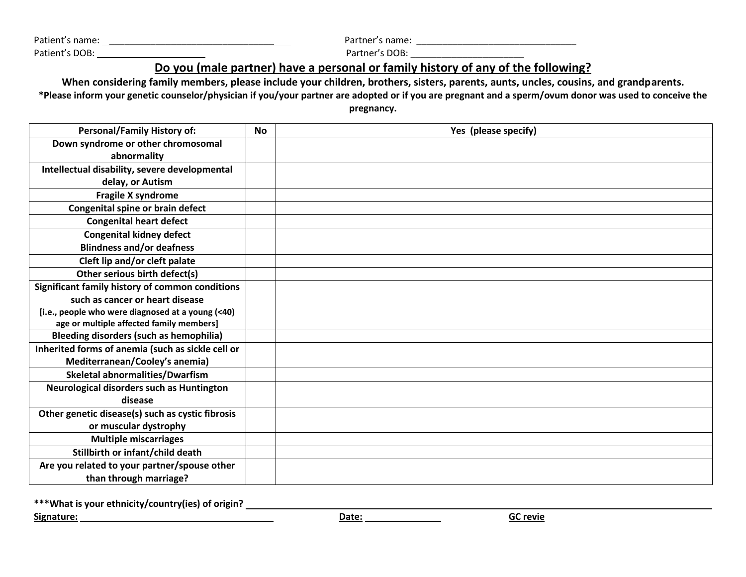Patient's name: ___________________________________ Partner's name: ________________________________

Patient's DOB: ______________________ Partner's DOB: _______________________

## Do you (male partner) have a personal or family history of any of the following?

**When considering family members, please include your children, brothers, sisters, parents, aunts, uncles, cousins, and grandparents.**

**\*Please inform your genetic counselor/physician if you/your partner are adopted or if you are pregnant and a sperm/ovum donor was used to conceive the pregnancy.**

| Personal/Family History of: | No | Yes (please specify) |
|---|---|---|
| Down syndrome or other chromosomal abnormality | | |
| Intellectual disability, severe developmental delay, or Autism | | |
| Fragile X syndrome | | |
| Congenital spine or brain defect | | |
| Congenital heart defect | | |
| Congenital kidney defect | | |
| Blindness and/or deafness | | |
| Cleft lip and/or cleft palate | | |
| Other serious birth defect(s) | | |
| Significant family history of common conditions such as cancer or heart disease [i.e., people who were diagnosed at a young (<40) age or multiple affected family members] | | |
| Bleeding disorders (such as hemophilia) | | |
| Inherited forms of anemia (such as sickle cell or Mediterranean/Cooley's anemia) | | |
| Skeletal abnormalities/Dwarfism | | |
| Neurological disorders such as Huntington disease | | |
| Other genetic disease(s) such as cystic fibrosis or muscular dystrophy | | |
| Multiple miscarriages | | |
| Stillbirth or infant/child death | | |
| Are you related to your partner/spouse other than through marriage? | | |

**\*\*\*What is your ethnicity/country(ies) of origin?** ________________________________________

**Signature:** ______________________________ **Date:** ____________ **GC revie**